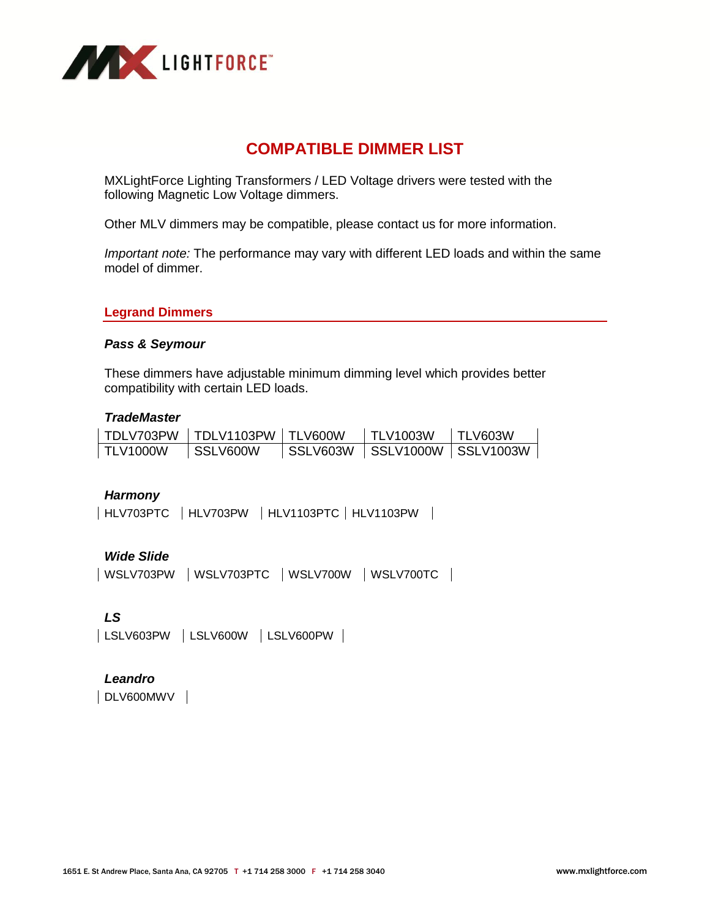# COMPATIBLE DIMMER LIST

MXLightForce Lighting Transformers / LED Voltage drivers were tested with the following Magnetic Low Voltage dimmers.

Other MLV dimmers may be compatible, please contact us for more information.

*Important note:* The performance may vary with different LED loads and within the same model of dimmer.

## Legrand Dimmers

### *Pass & Seymour*

These dimmers have adjustable minimum dimming level which provides better compatibility with certain LED loads.

#### *TradeMaster*

| | | | | |
|---|---|---|---|---|
| TDLV703PW | TDLV1103PW | TLV600W | TLV1003W | TLV603W |
| TLV1000W | SSLV600W | SSLV603W | SSLV1000W | SSLV1003W |

#### *Harmony*

| | | | |
|---|---|---|---|
| HLV703PTC | HLV703PW | HLV1103PTC | HLV1103PW |

#### *Wide Slide*

| | | | |
|---|---|---|---|
| WSLV703PW | WSLV703PTC | WSLV700W | WSLV700TC |

#### *LS*

| | | |
|---|---|---|
| LSLV603PW | LSLV600W | LSLV600PW |

#### *Leandro*

| |
|---|
| DLV600MWV |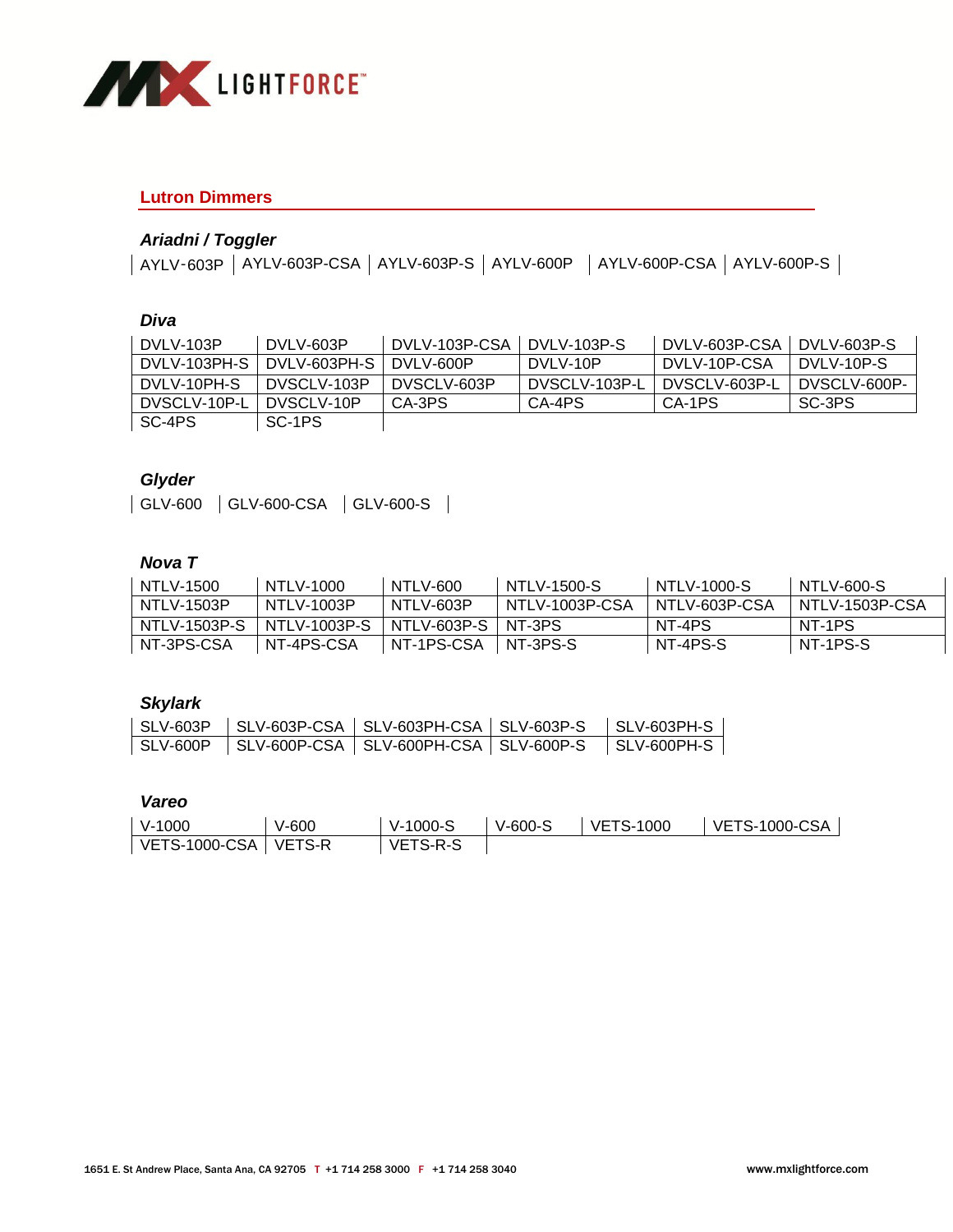## Lutron Dimmers

### *Ariadni / Toggler*

| AYLV-603P | AYLV-603P-CSA | AYLV-603P-S | AYLV-600P | AYLV-600P-CSA | AYLV-600P-S |
|---|---|---|---|---|---|

### *Diva*

| DVLV-103P | DVLV-603P | DVLV-103P-CSA | DVLV-103P-S | DVLV-603P-CSA | DVLV-603P-S |
|---|---|---|---|---|---|
| DVLV-103PH-S | DVLV-603PH-S | DVLV-600P | DVLV-10P | DVLV-10P-CSA | DVLV-10P-S |
| DVLV-10PH-S | DVSCLV-103P | DVSCLV-603P | DVSCLV-103P-L | DVSCLV-603P-L | DVSCLV-600P- |
| DVSCLV-10P-L | DVSCLV-10P | CA-3PS | CA-4PS | CA-1PS | SC-3PS |
| SC-4PS | SC-1PS | | | | |

### *Glyder*

| GLV-600 | GLV-600-CSA | GLV-600-S |
|---|---|---|

### *Nova T*

| NTLV-1500 | NTLV-1000 | NTLV-600 | NTLV-1500-S | NTLV-1000-S | NTLV-600-S |
|---|---|---|---|---|---|
| NTLV-1503P | NTLV-1003P | NTLV-603P | NTLV-1003P-CSA | NTLV-603P-CSA | NTLV-1503P-CSA |
| NTLV-1503P-S | NTLV-1003P-S | NTLV-603P-S | NT-3PS | NT-4PS | NT-1PS |
| NT-3PS-CSA | NT-4PS-CSA | NT-1PS-CSA | NT-3PS-S | NT-4PS-S | NT-1PS-S |

### *Skylark*

| SLV-603P | SLV-603P-CSA | SLV-603PH-CSA | SLV-603P-S | SLV-603PH-S |
|---|---|---|---|---|
| SLV-600P | SLV-600P-CSA | SLV-600PH-CSA | SLV-600P-S | SLV-600PH-S |

### *Vareo*

| V-1000 | V-600 | V-1000-S | V-600-S | VETS-1000 | VETS-1000-CSA |
|---|---|---|---|---|---|
| VETS-1000-CSA | VETS-R | VETS-R-S | | | |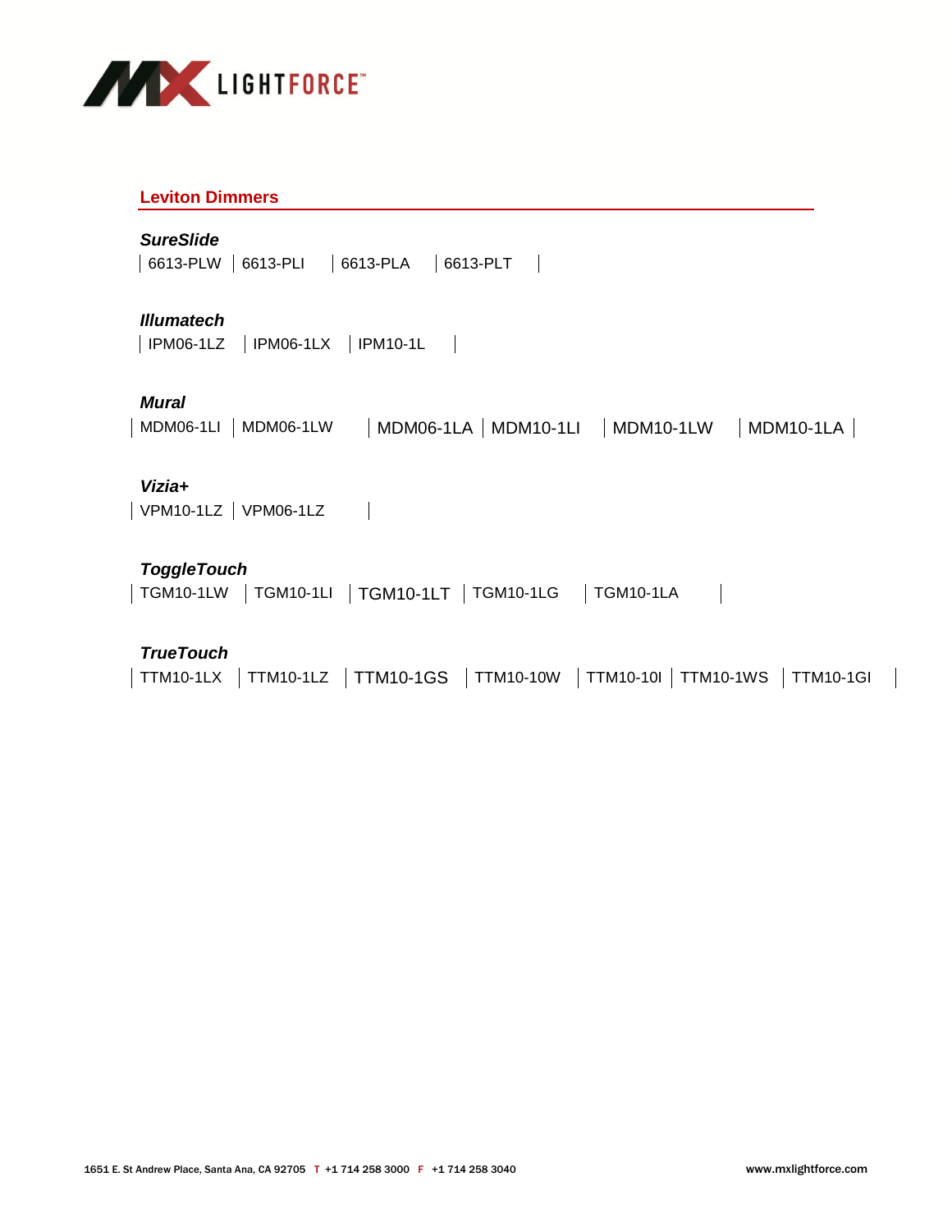## Leviton Dimmers

### *SureSlide*

| | | | |
|---|---|---|---|
| 6613-PLW | 6613-PLI | 6613-PLA | 6613-PLT |

### *Illumatech*

| | | |
|---|---|---|
| IPM06-1LZ | IPM06-1LX | IPM10-1L |

### *Mural*

| | | | | | |
|---|---|---|---|---|---|
| MDM06-1LI | MDM06-1LW | MDM06-1LA | MDM10-1LI | MDM10-1LW | MDM10-1LA |

### *Vizia+*

| | |
|---|---|
| VPM10-1LZ | VPM06-1LZ |

### *ToggleTouch*

| | | | | |
|---|---|---|---|---|
| TGM10-1LW | TGM10-1LI | TGM10-1LT | TGM10-1LG | TGM10-1LA |

### *TrueTouch*

| | | | | | | |
|---|---|---|---|---|---|---|
| TTM10-1LX | TTM10-1LZ | TTM10-1GS | TTM10-10W | TTM10-10I | TTM10-1WS | TTM10-1GI |

1651 E. St Andrew Place, Santa Ana, CA 92705 T +1 714 258 3000 F +1 714 258 3040 www.mxlightforce.com